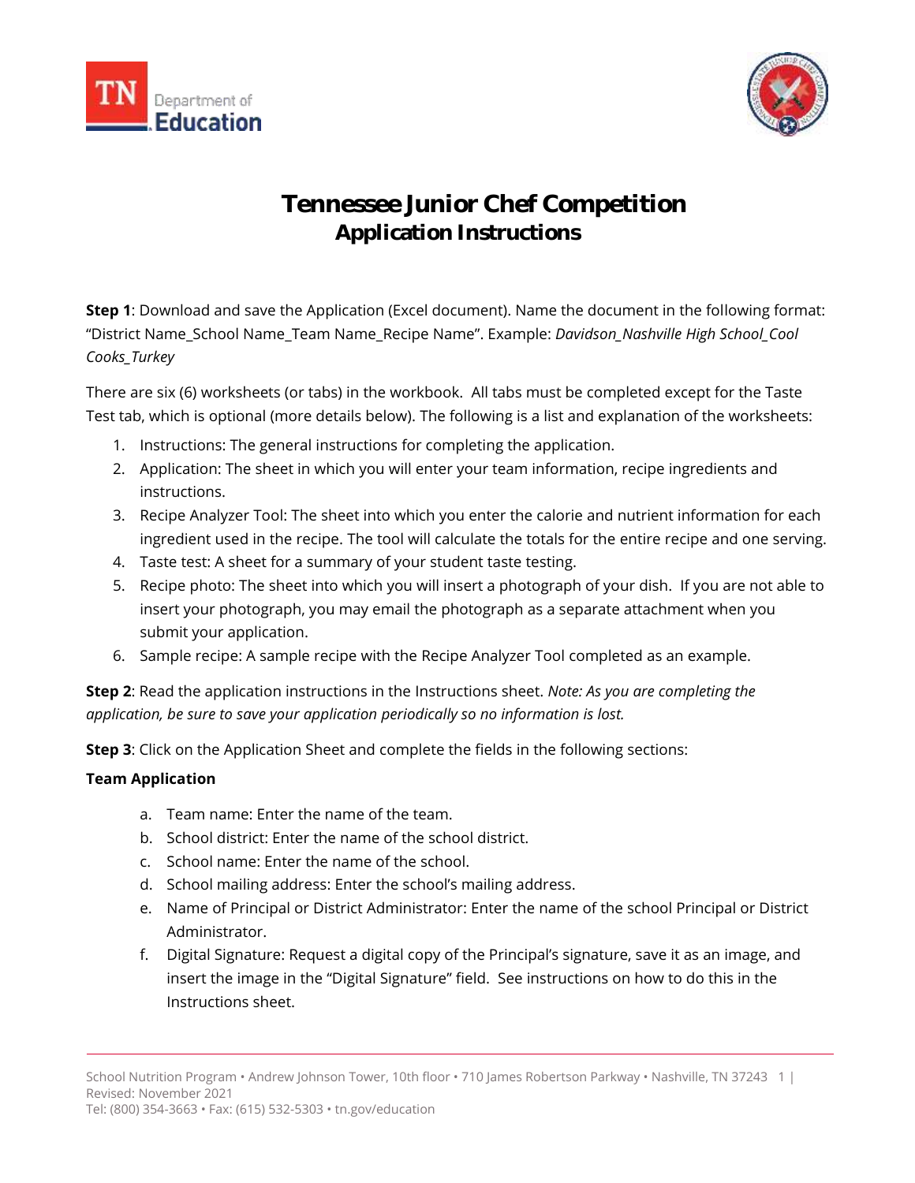# Tennessee Junior Chef Competition
## Application Instructions

**Step 1**: Download and save the Application (Excel document). Name the document in the following format: "District Name_School Name_Team Name_Recipe Name". Example: *Davidson_Nashville High School_Cool Cooks_Turkey*

There are six (6) worksheets (or tabs) in the workbook. All tabs must be completed except for the Taste Test tab, which is optional (more details below). The following is a list and explanation of the worksheets:

1. Instructions: The general instructions for completing the application.
2. Application: The sheet in which you will enter your team information, recipe ingredients and instructions.
3. Recipe Analyzer Tool: The sheet into which you enter the calorie and nutrient information for each ingredient used in the recipe. The tool will calculate the totals for the entire recipe and one serving.
4. Taste test: A sheet for a summary of your student taste testing.
5. Recipe photo: The sheet into which you will insert a photograph of your dish. If you are not able to insert your photograph, you may email the photograph as a separate attachment when you submit your application.
6. Sample recipe: A sample recipe with the Recipe Analyzer Tool completed as an example.

**Step 2**: Read the application instructions in the Instructions sheet. *Note: As you are completing the application, be sure to save your application periodically so no information is lost.*

**Step 3**: Click on the Application Sheet and complete the fields in the following sections:

**Team Application**

a. Team name: Enter the name of the team.
b. School district: Enter the name of the school district.
c. School name: Enter the name of the school.
d. School mailing address: Enter the school's mailing address.
e. Name of Principal or District Administrator: Enter the name of the school Principal or District Administrator.
f. Digital Signature: Request a digital copy of the Principal's signature, save it as an image, and insert the image in the "Digital Signature" field. See instructions on how to do this in the Instructions sheet.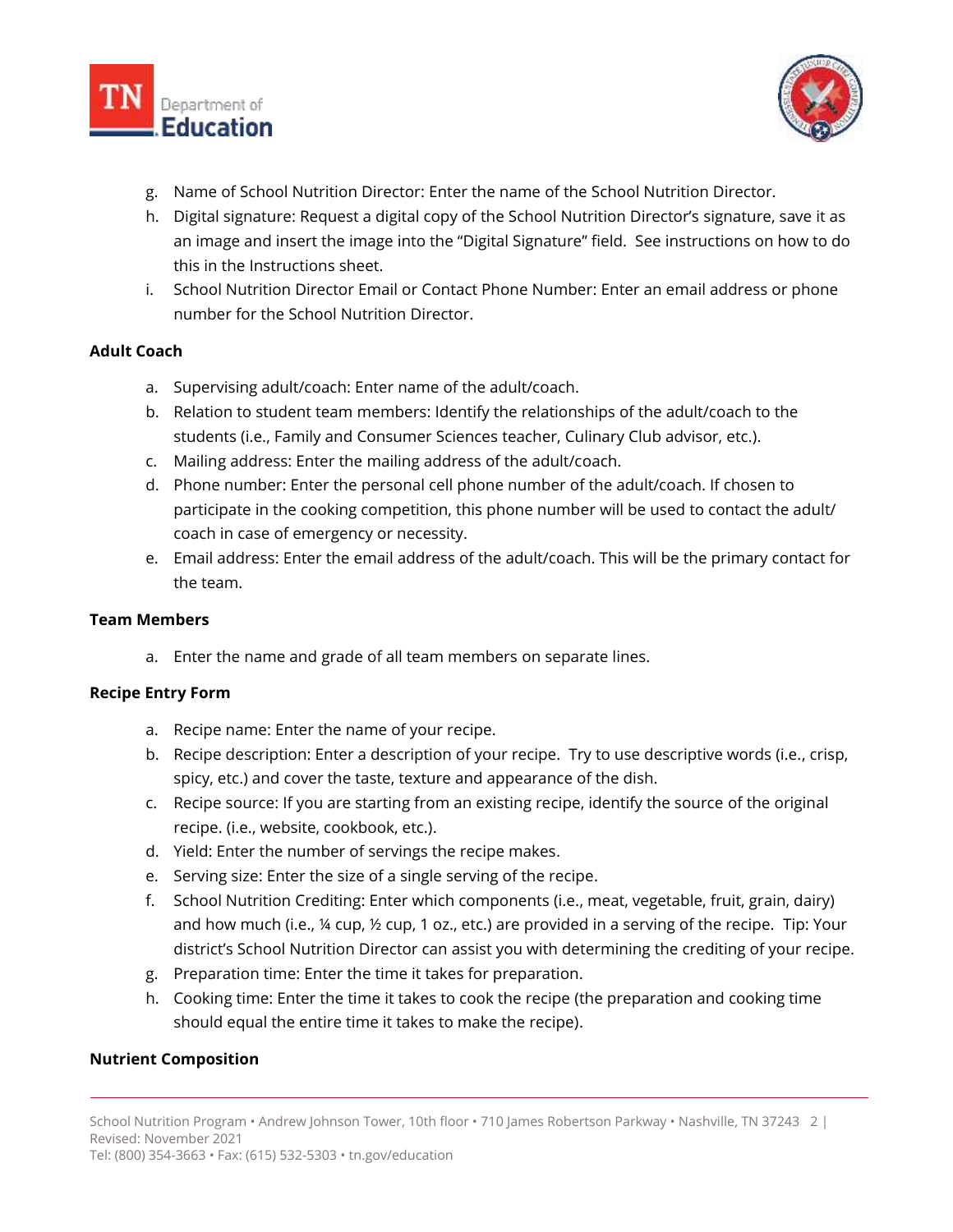g. Name of School Nutrition Director: Enter the name of the School Nutrition Director.
h. Digital signature: Request a digital copy of the School Nutrition Director's signature, save it as an image and insert the image into the "Digital Signature" field. See instructions on how to do this in the Instructions sheet.
i. School Nutrition Director Email or Contact Phone Number: Enter an email address or phone number for the School Nutrition Director.

**Adult Coach**

a. Supervising adult/coach: Enter name of the adult/coach.
b. Relation to student team members: Identify the relationships of the adult/coach to the students (i.e., Family and Consumer Sciences teacher, Culinary Club advisor, etc.).
c. Mailing address: Enter the mailing address of the adult/coach.
d. Phone number: Enter the personal cell phone number of the adult/coach. If chosen to participate in the cooking competition, this phone number will be used to contact the adult/ coach in case of emergency or necessity.
e. Email address: Enter the email address of the adult/coach. This will be the primary contact for the team.

**Team Members**

a. Enter the name and grade of all team members on separate lines.

**Recipe Entry Form**

a. Recipe name: Enter the name of your recipe.
b. Recipe description: Enter a description of your recipe. Try to use descriptive words (i.e., crisp, spicy, etc.) and cover the taste, texture and appearance of the dish.
c. Recipe source: If you are starting from an existing recipe, identify the source of the original recipe. (i.e., website, cookbook, etc.).
d. Yield: Enter the number of servings the recipe makes.
e. Serving size: Enter the size of a single serving of the recipe.
f. School Nutrition Crediting: Enter which components (i.e., meat, vegetable, fruit, grain, dairy) and how much (i.e., ¼ cup, ½ cup, 1 oz., etc.) are provided in a serving of the recipe. Tip: Your district's School Nutrition Director can assist you with determining the crediting of your recipe.
g. Preparation time: Enter the time it takes for preparation.
h. Cooking time: Enter the time it takes to cook the recipe (the preparation and cooking time should equal the entire time it takes to make the recipe).

**Nutrient Composition**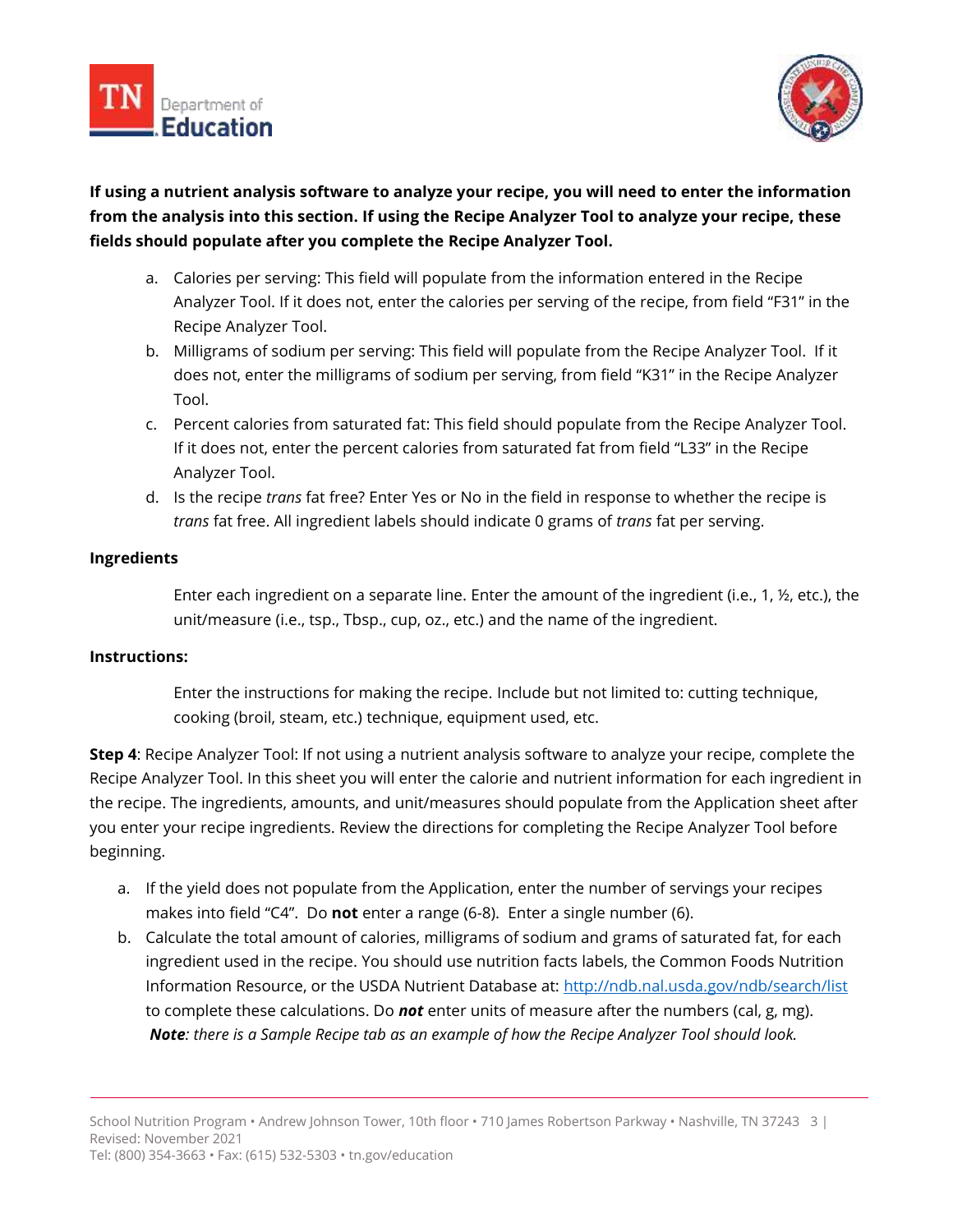**If using a nutrient analysis software to analyze your recipe, you will need to enter the information from the analysis into this section. If using the Recipe Analyzer Tool to analyze your recipe, these fields should populate after you complete the Recipe Analyzer Tool.**

a. Calories per serving: This field will populate from the information entered in the Recipe Analyzer Tool. If it does not, enter the calories per serving of the recipe, from field "F31" in the Recipe Analyzer Tool.
b. Milligrams of sodium per serving: This field will populate from the Recipe Analyzer Tool. If it does not, enter the milligrams of sodium per serving, from field "K31" in the Recipe Analyzer Tool.
c. Percent calories from saturated fat: This field should populate from the Recipe Analyzer Tool. If it does not, enter the percent calories from saturated fat from field "L33" in the Recipe Analyzer Tool.
d. Is the recipe *trans* fat free? Enter Yes or No in the field in response to whether the recipe is *trans* fat free. All ingredient labels should indicate 0 grams of *trans* fat per serving.

**Ingredients**

Enter each ingredient on a separate line. Enter the amount of the ingredient (i.e., 1, ½, etc.), the unit/measure (i.e., tsp., Tbsp., cup, oz., etc.) and the name of the ingredient.

**Instructions:**

Enter the instructions for making the recipe. Include but not limited to: cutting technique, cooking (broil, steam, etc.) technique, equipment used, etc.

**Step 4**: Recipe Analyzer Tool: If not using a nutrient analysis software to analyze your recipe, complete the Recipe Analyzer Tool. In this sheet you will enter the calorie and nutrient information for each ingredient in the recipe. The ingredients, amounts, and unit/measures should populate from the Application sheet after you enter your recipe ingredients. Review the directions for completing the Recipe Analyzer Tool before beginning.

a. If the yield does not populate from the Application, enter the number of servings your recipes makes into field "C4". Do **not** enter a range (6-8). Enter a single number (6).
b. Calculate the total amount of calories, milligrams of sodium and grams of saturated fat, for each ingredient used in the recipe. You should use nutrition facts labels, the Common Foods Nutrition Information Resource, or the USDA Nutrient Database at: http://ndb.nal.usda.gov/ndb/search/list to complete these calculations. Do ***not*** enter units of measure after the numbers (cal, g, mg). ***Note****: there is a Sample Recipe tab as an example of how the Recipe Analyzer Tool should look.*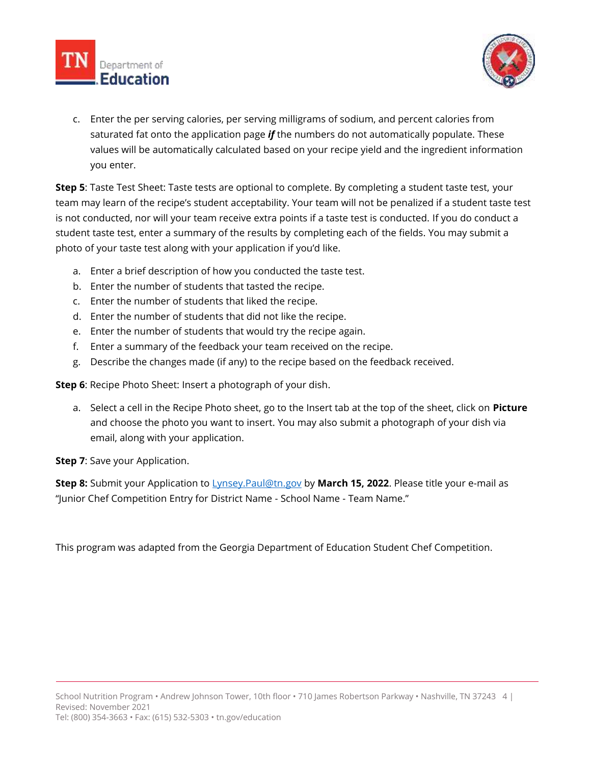c. Enter the per serving calories, per serving milligrams of sodium, and percent calories from saturated fat onto the application page ***if*** the numbers do not automatically populate. These values will be automatically calculated based on your recipe yield and the ingredient information you enter.

**Step 5**: Taste Test Sheet: Taste tests are optional to complete. By completing a student taste test, your team may learn of the recipe's student acceptability. Your team will not be penalized if a student taste test is not conducted, nor will your team receive extra points if a taste test is conducted. If you do conduct a student taste test, enter a summary of the results by completing each of the fields. You may submit a photo of your taste test along with your application if you'd like.

a. Enter a brief description of how you conducted the taste test.
b. Enter the number of students that tasted the recipe.
c. Enter the number of students that liked the recipe.
d. Enter the number of students that did not like the recipe.
e. Enter the number of students that would try the recipe again.
f. Enter a summary of the feedback your team received on the recipe.
g. Describe the changes made (if any) to the recipe based on the feedback received.

**Step 6**: Recipe Photo Sheet: Insert a photograph of your dish.

a. Select a cell in the Recipe Photo sheet, go to the Insert tab at the top of the sheet, click on **Picture** and choose the photo you want to insert. You may also submit a photograph of your dish via email, along with your application.

**Step 7**: Save your Application.

**Step 8:** Submit your Application to [Lynsey.Paul@tn.gov](mailto:Lynsey.Paul@tn.gov) by **March 15, 2022**. Please title your e-mail as "Junior Chef Competition Entry for District Name - School Name - Team Name."

This program was adapted from the Georgia Department of Education Student Chef Competition.